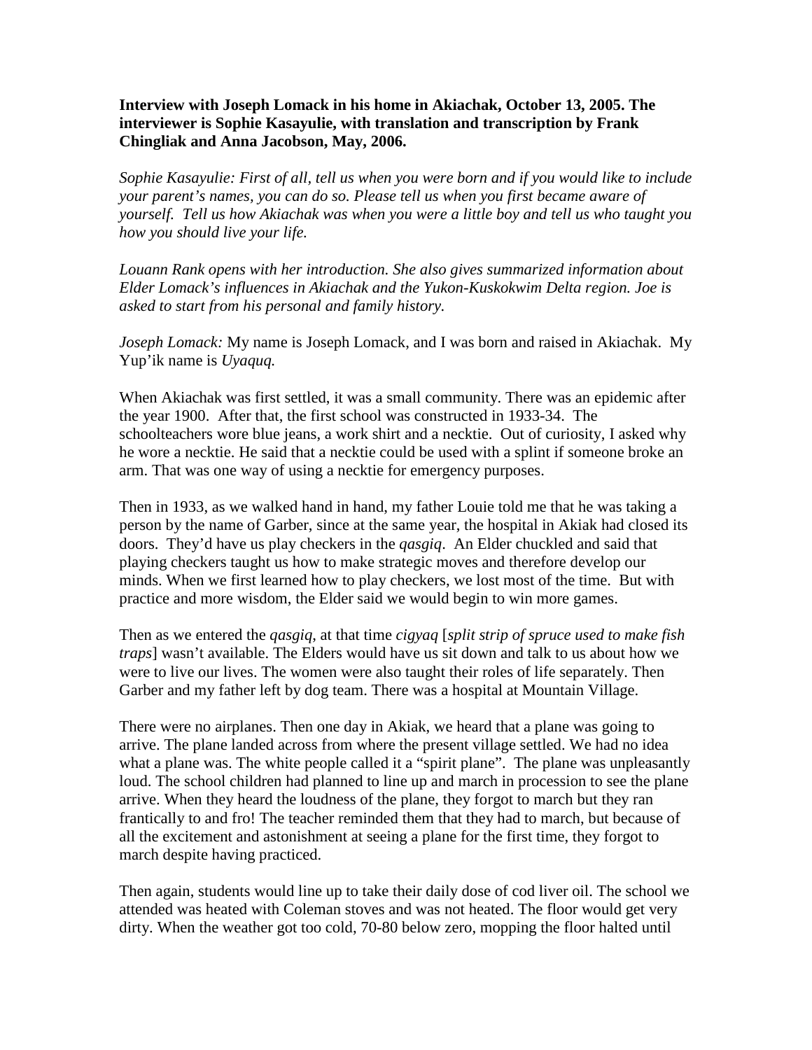**Interview with Joseph Lomack in his home in Akiachak, October 13, 2005. The interviewer is Sophie Kasayulie, with translation and transcription by Frank Chingliak and Anna Jacobson, May, 2006.**

*Sophie Kasayulie: First of all, tell us when you were born and if you would like to include your parent's names, you can do so. Please tell us when you first became aware of yourself. Tell us how Akiachak was when you were a little boy and tell us who taught you how you should live your life.*

*Louann Rank opens with her introduction. She also gives summarized information about Elder Lomack's influences in Akiachak and the Yukon-Kuskokwim Delta region. Joe is asked to start from his personal and family history.*

*Joseph Lomack:* My name is Joseph Lomack, and I was born and raised in Akiachak. My Yup'ik name is *Uyaquq.*

When Akiachak was first settled, it was a small community. There was an epidemic after the year 1900. After that, the first school was constructed in 1933-34. The schoolteachers wore blue jeans, a work shirt and a necktie. Out of curiosity, I asked why he wore a necktie. He said that a necktie could be used with a splint if someone broke an arm. That was one way of using a necktie for emergency purposes.

Then in 1933, as we walked hand in hand, my father Louie told me that he was taking a person by the name of Garber, since at the same year, the hospital in Akiak had closed its doors. They'd have us play checkers in the *qasgiq*. An Elder chuckled and said that playing checkers taught us how to make strategic moves and therefore develop our minds. When we first learned how to play checkers, we lost most of the time. But with practice and more wisdom, the Elder said we would begin to win more games.

Then as we entered the *qasgiq*, at that time *cigyaq* [*split strip of spruce used to make fish traps*] wasn't available. The Elders would have us sit down and talk to us about how we were to live our lives. The women were also taught their roles of life separately. Then Garber and my father left by dog team. There was a hospital at Mountain Village.

There were no airplanes. Then one day in Akiak, we heard that a plane was going to arrive. The plane landed across from where the present village settled. We had no idea what a plane was. The white people called it a "spirit plane". The plane was unpleasantly loud. The school children had planned to line up and march in procession to see the plane arrive. When they heard the loudness of the plane, they forgot to march but they ran frantically to and fro! The teacher reminded them that they had to march, but because of all the excitement and astonishment at seeing a plane for the first time, they forgot to march despite having practiced.

Then again, students would line up to take their daily dose of cod liver oil. The school we attended was heated with Coleman stoves and was not heated. The floor would get very dirty. When the weather got too cold, 70-80 below zero, mopping the floor halted until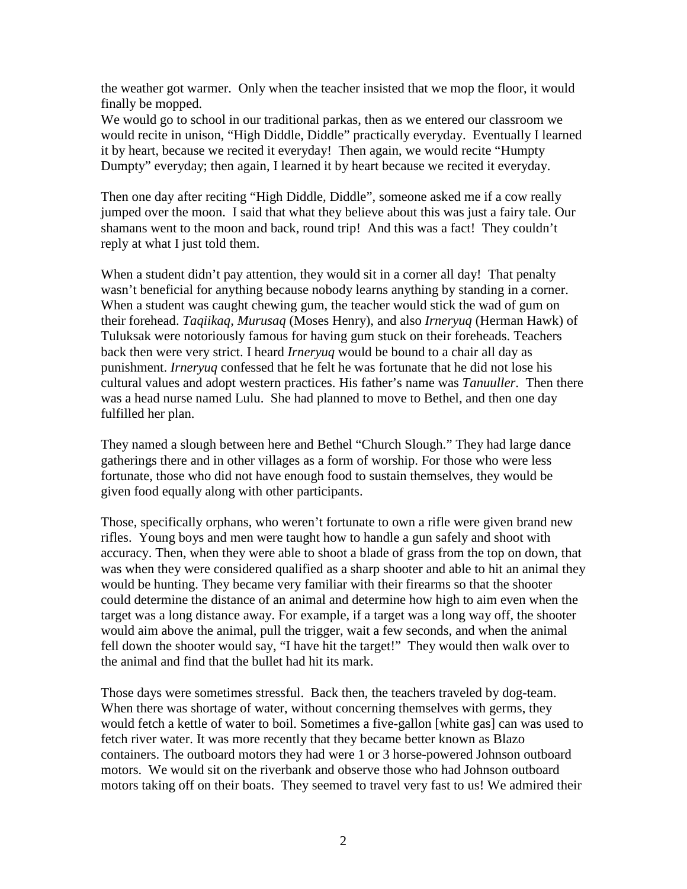the weather got warmer. Only when the teacher insisted that we mop the floor, it would finally be mopped.
We would go to school in our traditional parkas, then as we entered our classroom we would recite in unison, "High Diddle, Diddle" practically everyday. Eventually I learned it by heart, because we recited it everyday! Then again, we would recite "Humpty Dumpty" everyday; then again, I learned it by heart because we recited it everyday.

Then one day after reciting "High Diddle, Diddle", someone asked me if a cow really jumped over the moon. I said that what they believe about this was just a fairy tale. Our shamans went to the moon and back, round trip! And this was a fact! They couldn't reply at what I just told them.

When a student didn't pay attention, they would sit in a corner all day! That penalty wasn't beneficial for anything because nobody learns anything by standing in a corner. When a student was caught chewing gum, the teacher would stick the wad of gum on their forehead. *Taqiikaq*, *Murusaq* (Moses Henry), and also *Irneryuq* (Herman Hawk) of Tuluksak were notoriously famous for having gum stuck on their foreheads. Teachers back then were very strict. I heard *Irneryuq* would be bound to a chair all day as punishment. *Irneryuq* confessed that he felt he was fortunate that he did not lose his cultural values and adopt western practices. His father's name was *Tanuuller*. Then there was a head nurse named Lulu. She had planned to move to Bethel, and then one day fulfilled her plan.

They named a slough between here and Bethel "Church Slough." They had large dance gatherings there and in other villages as a form of worship. For those who were less fortunate, those who did not have enough food to sustain themselves, they would be given food equally along with other participants.

Those, specifically orphans, who weren't fortunate to own a rifle were given brand new rifles. Young boys and men were taught how to handle a gun safely and shoot with accuracy. Then, when they were able to shoot a blade of grass from the top on down, that was when they were considered qualified as a sharp shooter and able to hit an animal they would be hunting. They became very familiar with their firearms so that the shooter could determine the distance of an animal and determine how high to aim even when the target was a long distance away. For example, if a target was a long way off, the shooter would aim above the animal, pull the trigger, wait a few seconds, and when the animal fell down the shooter would say, "I have hit the target!" They would then walk over to the animal and find that the bullet had hit its mark.

Those days were sometimes stressful. Back then, the teachers traveled by dog-team. When there was shortage of water, without concerning themselves with germs, they would fetch a kettle of water to boil. Sometimes a five-gallon [white gas] can was used to fetch river water. It was more recently that they became better known as Blazo containers. The outboard motors they had were 1 or 3 horse-powered Johnson outboard motors. We would sit on the riverbank and observe those who had Johnson outboard motors taking off on their boats. They seemed to travel very fast to us! We admired their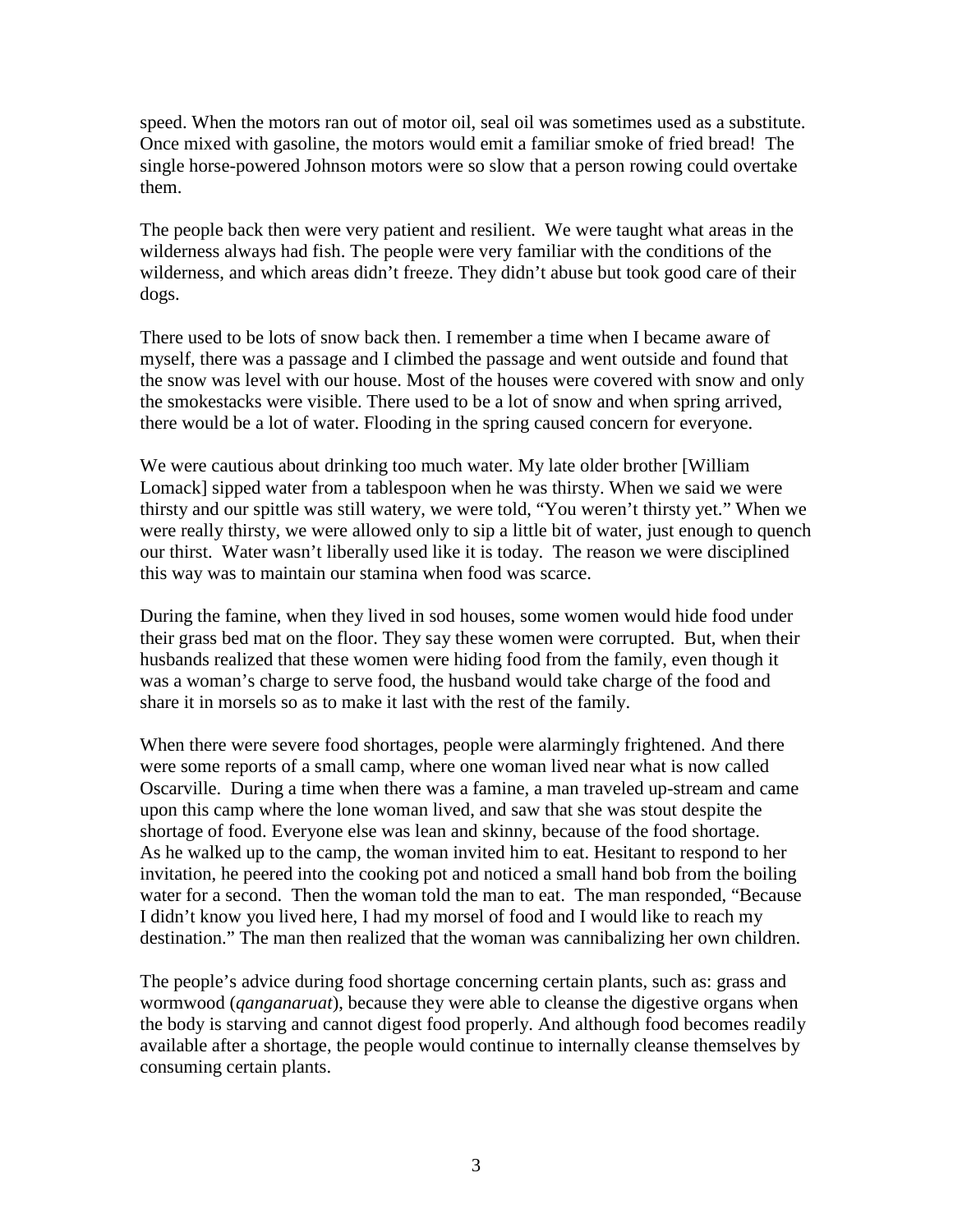speed. When the motors ran out of motor oil, seal oil was sometimes used as a substitute. Once mixed with gasoline, the motors would emit a familiar smoke of fried bread! The single horse-powered Johnson motors were so slow that a person rowing could overtake them.

The people back then were very patient and resilient. We were taught what areas in the wilderness always had fish. The people were very familiar with the conditions of the wilderness, and which areas didn't freeze. They didn't abuse but took good care of their dogs.

There used to be lots of snow back then. I remember a time when I became aware of myself, there was a passage and I climbed the passage and went outside and found that the snow was level with our house. Most of the houses were covered with snow and only the smokestacks were visible. There used to be a lot of snow and when spring arrived, there would be a lot of water. Flooding in the spring caused concern for everyone.

We were cautious about drinking too much water. My late older brother [William Lomack] sipped water from a tablespoon when he was thirsty. When we said we were thirsty and our spittle was still watery, we were told, "You weren't thirsty yet." When we were really thirsty, we were allowed only to sip a little bit of water, just enough to quench our thirst. Water wasn't liberally used like it is today. The reason we were disciplined this way was to maintain our stamina when food was scarce.

During the famine, when they lived in sod houses, some women would hide food under their grass bed mat on the floor. They say these women were corrupted. But, when their husbands realized that these women were hiding food from the family, even though it was a woman's charge to serve food, the husband would take charge of the food and share it in morsels so as to make it last with the rest of the family.

When there were severe food shortages, people were alarmingly frightened. And there were some reports of a small camp, where one woman lived near what is now called Oscarville. During a time when there was a famine, a man traveled up-stream and came upon this camp where the lone woman lived, and saw that she was stout despite the shortage of food. Everyone else was lean and skinny, because of the food shortage. As he walked up to the camp, the woman invited him to eat. Hesitant to respond to her invitation, he peered into the cooking pot and noticed a small hand bob from the boiling water for a second. Then the woman told the man to eat. The man responded, "Because I didn't know you lived here, I had my morsel of food and I would like to reach my destination." The man then realized that the woman was cannibalizing her own children.

The people's advice during food shortage concerning certain plants, such as: grass and wormwood (*qanganaruat*), because they were able to cleanse the digestive organs when the body is starving and cannot digest food properly. And although food becomes readily available after a shortage, the people would continue to internally cleanse themselves by consuming certain plants.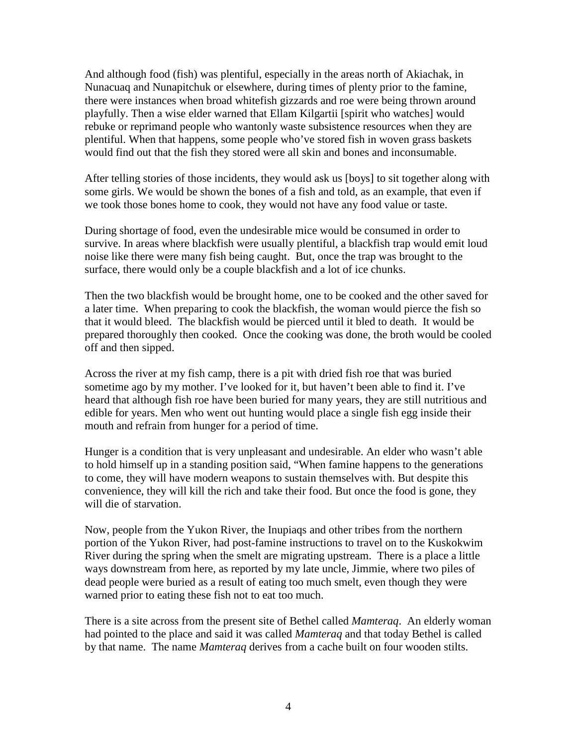And although food (fish) was plentiful, especially in the areas north of Akiachak, in Nunacuaq and Nunapitchuk or elsewhere, during times of plenty prior to the famine, there were instances when broad whitefish gizzards and roe were being thrown around playfully. Then a wise elder warned that Ellam Kilgartii [spirit who watches] would rebuke or reprimand people who wantonly waste subsistence resources when they are plentiful. When that happens, some people who've stored fish in woven grass baskets would find out that the fish they stored were all skin and bones and inconsumable.

After telling stories of those incidents, they would ask us [boys] to sit together along with some girls. We would be shown the bones of a fish and told, as an example, that even if we took those bones home to cook, they would not have any food value or taste.

During shortage of food, even the undesirable mice would be consumed in order to survive. In areas where blackfish were usually plentiful, a blackfish trap would emit loud noise like there were many fish being caught. But, once the trap was brought to the surface, there would only be a couple blackfish and a lot of ice chunks.

Then the two blackfish would be brought home, one to be cooked and the other saved for a later time. When preparing to cook the blackfish, the woman would pierce the fish so that it would bleed. The blackfish would be pierced until it bled to death. It would be prepared thoroughly then cooked. Once the cooking was done, the broth would be cooled off and then sipped.

Across the river at my fish camp, there is a pit with dried fish roe that was buried sometime ago by my mother. I've looked for it, but haven't been able to find it. I've heard that although fish roe have been buried for many years, they are still nutritious and edible for years. Men who went out hunting would place a single fish egg inside their mouth and refrain from hunger for a period of time.

Hunger is a condition that is very unpleasant and undesirable. An elder who wasn't able to hold himself up in a standing position said, "When famine happens to the generations to come, they will have modern weapons to sustain themselves with. But despite this convenience, they will kill the rich and take their food. But once the food is gone, they will die of starvation.

Now, people from the Yukon River, the Inupiaqs and other tribes from the northern portion of the Yukon River, had post-famine instructions to travel on to the Kuskokwim River during the spring when the smelt are migrating upstream. There is a place a little ways downstream from here, as reported by my late uncle, Jimmie, where two piles of dead people were buried as a result of eating too much smelt, even though they were warned prior to eating these fish not to eat too much.

There is a site across from the present site of Bethel called *Mamteraq*. An elderly woman had pointed to the place and said it was called *Mamteraq* and that today Bethel is called by that name. The name *Mamteraq* derives from a cache built on four wooden stilts.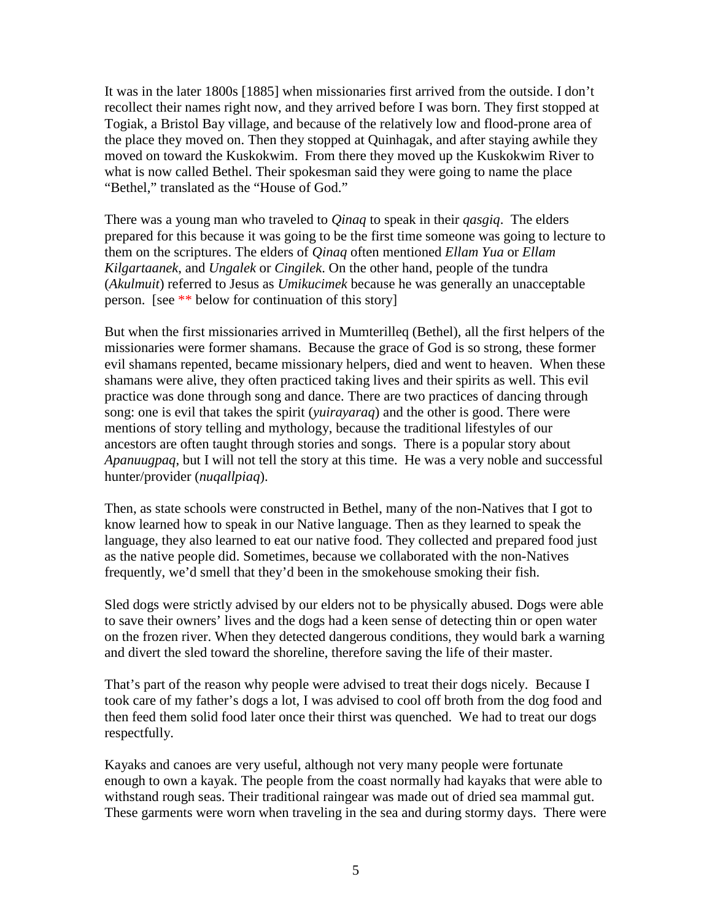It was in the later 1800s [1885] when missionaries first arrived from the outside. I don't recollect their names right now, and they arrived before I was born. They first stopped at Togiak, a Bristol Bay village, and because of the relatively low and flood-prone area of the place they moved on. Then they stopped at Quinhagak, and after staying awhile they moved on toward the Kuskokwim. From there they moved up the Kuskokwim River to what is now called Bethel. Their spokesman said they were going to name the place "Bethel," translated as the "House of God."

There was a young man who traveled to *Qinaq* to speak in their *qasgiq*. The elders prepared for this because it was going to be the first time someone was going to lecture to them on the scriptures. The elders of *Qinaq* often mentioned *Ellam Yua* or *Ellam Kilgartaanek*, and *Ungalek* or *Cingilek*. On the other hand, people of the tundra (*Akulmuit*) referred to Jesus as *Umikucimek* because he was generally an unacceptable person. [see ** below for continuation of this story]

But when the first missionaries arrived in Mumterilleq (Bethel), all the first helpers of the missionaries were former shamans. Because the grace of God is so strong, these former evil shamans repented, became missionary helpers, died and went to heaven. When these shamans were alive, they often practiced taking lives and their spirits as well. This evil practice was done through song and dance. There are two practices of dancing through song: one is evil that takes the spirit (*yuirayaraq*) and the other is good. There were mentions of story telling and mythology, because the traditional lifestyles of our ancestors are often taught through stories and songs. There is a popular story about *Apanuugpaq*, but I will not tell the story at this time. He was a very noble and successful hunter/provider (*nuqallpiaq*).

Then, as state schools were constructed in Bethel, many of the non-Natives that I got to know learned how to speak in our Native language. Then as they learned to speak the language, they also learned to eat our native food. They collected and prepared food just as the native people did. Sometimes, because we collaborated with the non-Natives frequently, we'd smell that they'd been in the smokehouse smoking their fish.

Sled dogs were strictly advised by our elders not to be physically abused. Dogs were able to save their owners' lives and the dogs had a keen sense of detecting thin or open water on the frozen river. When they detected dangerous conditions, they would bark a warning and divert the sled toward the shoreline, therefore saving the life of their master.

That's part of the reason why people were advised to treat their dogs nicely. Because I took care of my father's dogs a lot, I was advised to cool off broth from the dog food and then feed them solid food later once their thirst was quenched. We had to treat our dogs respectfully.

Kayaks and canoes are very useful, although not very many people were fortunate enough to own a kayak. The people from the coast normally had kayaks that were able to withstand rough seas. Their traditional raingear was made out of dried sea mammal gut. These garments were worn when traveling in the sea and during stormy days. There were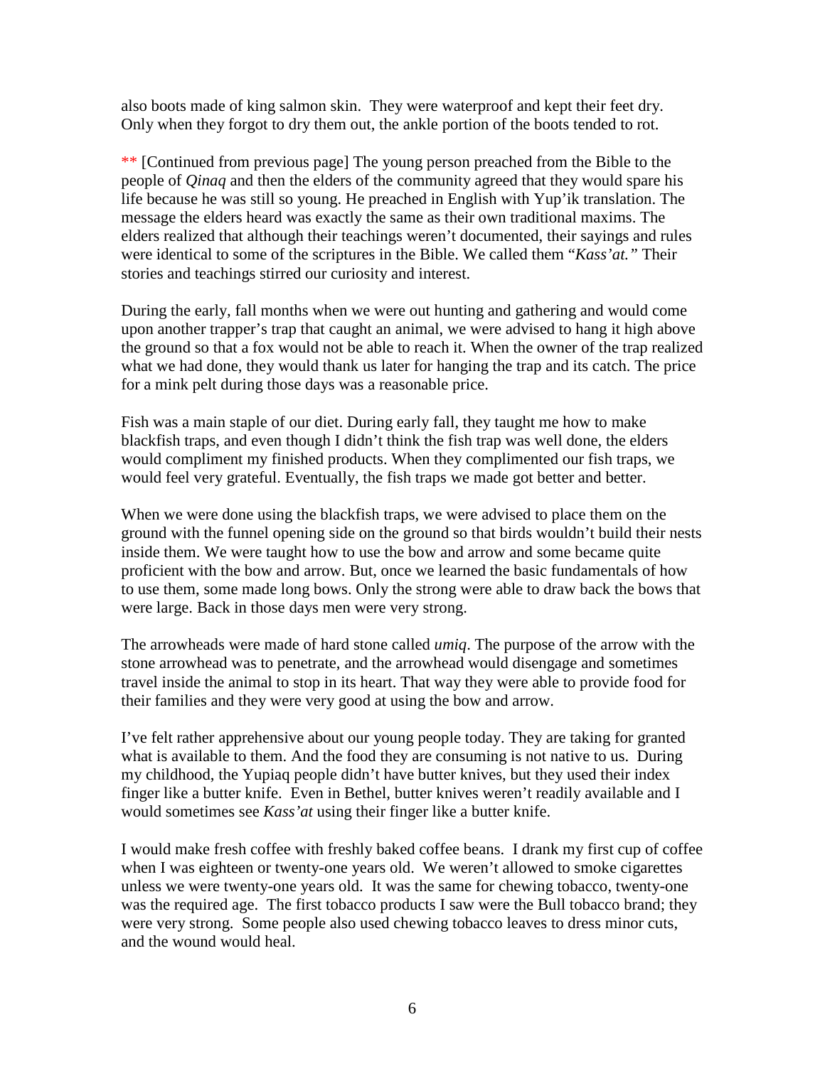also boots made of king salmon skin. They were waterproof and kept their feet dry. Only when they forgot to dry them out, the ankle portion of the boots tended to rot.

** [Continued from previous page] The young person preached from the Bible to the people of *Qinaq* and then the elders of the community agreed that they would spare his life because he was still so young. He preached in English with Yup'ik translation. The message the elders heard was exactly the same as their own traditional maxims. The elders realized that although their teachings weren't documented, their sayings and rules were identical to some of the scriptures in the Bible. We called them "*Kass'at.*" Their stories and teachings stirred our curiosity and interest.

During the early, fall months when we were out hunting and gathering and would come upon another trapper's trap that caught an animal, we were advised to hang it high above the ground so that a fox would not be able to reach it. When the owner of the trap realized what we had done, they would thank us later for hanging the trap and its catch. The price for a mink pelt during those days was a reasonable price.

Fish was a main staple of our diet. During early fall, they taught me how to make blackfish traps, and even though I didn't think the fish trap was well done, the elders would compliment my finished products. When they complimented our fish traps, we would feel very grateful. Eventually, the fish traps we made got better and better.

When we were done using the blackfish traps, we were advised to place them on the ground with the funnel opening side on the ground so that birds wouldn't build their nests inside them. We were taught how to use the bow and arrow and some became quite proficient with the bow and arrow. But, once we learned the basic fundamentals of how to use them, some made long bows. Only the strong were able to draw back the bows that were large. Back in those days men were very strong.

The arrowheads were made of hard stone called *umiq*. The purpose of the arrow with the stone arrowhead was to penetrate, and the arrowhead would disengage and sometimes travel inside the animal to stop in its heart. That way they were able to provide food for their families and they were very good at using the bow and arrow.

I've felt rather apprehensive about our young people today. They are taking for granted what is available to them. And the food they are consuming is not native to us. During my childhood, the Yupiaq people didn't have butter knives, but they used their index finger like a butter knife. Even in Bethel, butter knives weren't readily available and I would sometimes see *Kass'at* using their finger like a butter knife.

I would make fresh coffee with freshly baked coffee beans. I drank my first cup of coffee when I was eighteen or twenty-one years old. We weren't allowed to smoke cigarettes unless we were twenty-one years old. It was the same for chewing tobacco, twenty-one was the required age. The first tobacco products I saw were the Bull tobacco brand; they were very strong. Some people also used chewing tobacco leaves to dress minor cuts, and the wound would heal.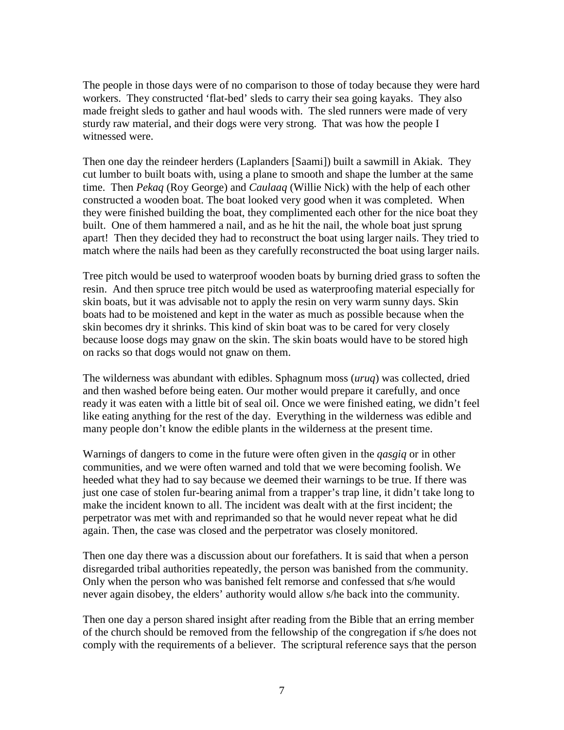The people in those days were of no comparison to those of today because they were hard workers. They constructed 'flat-bed' sleds to carry their sea going kayaks. They also made freight sleds to gather and haul woods with. The sled runners were made of very sturdy raw material, and their dogs were very strong. That was how the people I witnessed were.

Then one day the reindeer herders (Laplanders [Saami]) built a sawmill in Akiak. They cut lumber to built boats with, using a plane to smooth and shape the lumber at the same time. Then *Pekaq* (Roy George) and *Caulaaq* (Willie Nick) with the help of each other constructed a wooden boat. The boat looked very good when it was completed. When they were finished building the boat, they complimented each other for the nice boat they built. One of them hammered a nail, and as he hit the nail, the whole boat just sprung apart! Then they decided they had to reconstruct the boat using larger nails. They tried to match where the nails had been as they carefully reconstructed the boat using larger nails.

Tree pitch would be used to waterproof wooden boats by burning dried grass to soften the resin. And then spruce tree pitch would be used as waterproofing material especially for skin boats, but it was advisable not to apply the resin on very warm sunny days. Skin boats had to be moistened and kept in the water as much as possible because when the skin becomes dry it shrinks. This kind of skin boat was to be cared for very closely because loose dogs may gnaw on the skin. The skin boats would have to be stored high on racks so that dogs would not gnaw on them.

The wilderness was abundant with edibles. Sphagnum moss (*uruq*) was collected, dried and then washed before being eaten. Our mother would prepare it carefully, and once ready it was eaten with a little bit of seal oil. Once we were finished eating, we didn't feel like eating anything for the rest of the day. Everything in the wilderness was edible and many people don't know the edible plants in the wilderness at the present time.

Warnings of dangers to come in the future were often given in the *qasgiq* or in other communities, and we were often warned and told that we were becoming foolish. We heeded what they had to say because we deemed their warnings to be true. If there was just one case of stolen fur-bearing animal from a trapper's trap line, it didn't take long to make the incident known to all. The incident was dealt with at the first incident; the perpetrator was met with and reprimanded so that he would never repeat what he did again. Then, the case was closed and the perpetrator was closely monitored.

Then one day there was a discussion about our forefathers. It is said that when a person disregarded tribal authorities repeatedly, the person was banished from the community. Only when the person who was banished felt remorse and confessed that s/he would never again disobey, the elders' authority would allow s/he back into the community.

Then one day a person shared insight after reading from the Bible that an erring member of the church should be removed from the fellowship of the congregation if s/he does not comply with the requirements of a believer. The scriptural reference says that the person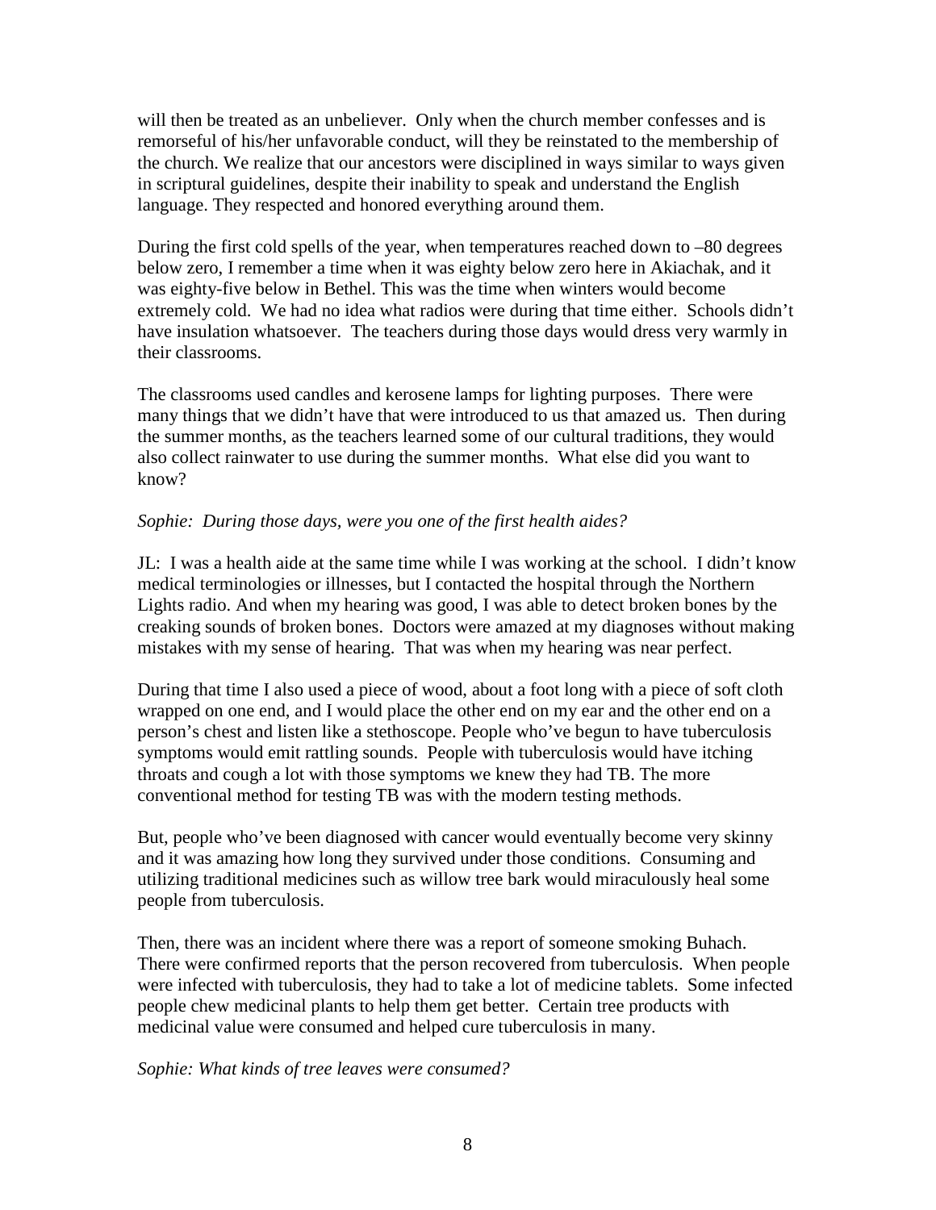will then be treated as an unbeliever. Only when the church member confesses and is remorseful of his/her unfavorable conduct, will they be reinstated to the membership of the church. We realize that our ancestors were disciplined in ways similar to ways given in scriptural guidelines, despite their inability to speak and understand the English language. They respected and honored everything around them.

During the first cold spells of the year, when temperatures reached down to –80 degrees below zero, I remember a time when it was eighty below zero here in Akiachak, and it was eighty-five below in Bethel. This was the time when winters would become extremely cold. We had no idea what radios were during that time either. Schools didn't have insulation whatsoever. The teachers during those days would dress very warmly in their classrooms.

The classrooms used candles and kerosene lamps for lighting purposes. There were many things that we didn't have that were introduced to us that amazed us. Then during the summer months, as the teachers learned some of our cultural traditions, they would also collect rainwater to use during the summer months. What else did you want to know?

*Sophie: During those days, were you one of the first health aides?*

JL: I was a health aide at the same time while I was working at the school. I didn't know medical terminologies or illnesses, but I contacted the hospital through the Northern Lights radio. And when my hearing was good, I was able to detect broken bones by the creaking sounds of broken bones. Doctors were amazed at my diagnoses without making mistakes with my sense of hearing. That was when my hearing was near perfect.

During that time I also used a piece of wood, about a foot long with a piece of soft cloth wrapped on one end, and I would place the other end on my ear and the other end on a person's chest and listen like a stethoscope. People who've begun to have tuberculosis symptoms would emit rattling sounds. People with tuberculosis would have itching throats and cough a lot with those symptoms we knew they had TB. The more conventional method for testing TB was with the modern testing methods.

But, people who've been diagnosed with cancer would eventually become very skinny and it was amazing how long they survived under those conditions. Consuming and utilizing traditional medicines such as willow tree bark would miraculously heal some people from tuberculosis.

Then, there was an incident where there was a report of someone smoking Buhach. There were confirmed reports that the person recovered from tuberculosis. When people were infected with tuberculosis, they had to take a lot of medicine tablets. Some infected people chew medicinal plants to help them get better. Certain tree products with medicinal value were consumed and helped cure tuberculosis in many.

*Sophie: What kinds of tree leaves were consumed?*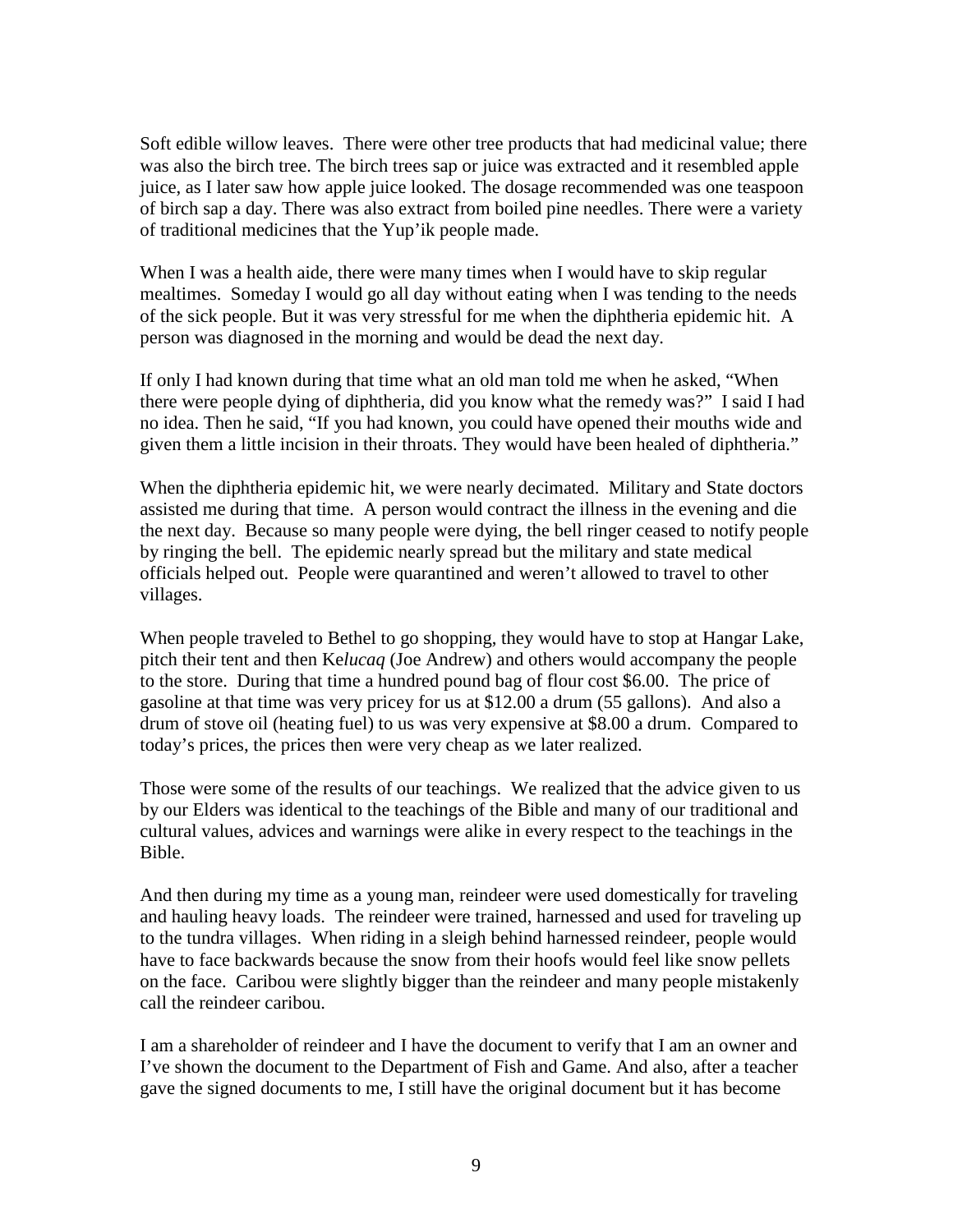Soft edible willow leaves. There were other tree products that had medicinal value; there was also the birch tree. The birch trees sap or juice was extracted and it resembled apple juice, as I later saw how apple juice looked. The dosage recommended was one teaspoon of birch sap a day. There was also extract from boiled pine needles. There were a variety of traditional medicines that the Yup'ik people made.

When I was a health aide, there were many times when I would have to skip regular mealtimes. Someday I would go all day without eating when I was tending to the needs of the sick people. But it was very stressful for me when the diphtheria epidemic hit. A person was diagnosed in the morning and would be dead the next day.

If only I had known during that time what an old man told me when he asked, "When there were people dying of diphtheria, did you know what the remedy was?" I said I had no idea. Then he said, "If you had known, you could have opened their mouths wide and given them a little incision in their throats. They would have been healed of diphtheria."

When the diphtheria epidemic hit, we were nearly decimated. Military and State doctors assisted me during that time. A person would contract the illness in the evening and die the next day. Because so many people were dying, the bell ringer ceased to notify people by ringing the bell. The epidemic nearly spread but the military and state medical officials helped out. People were quarantined and weren't allowed to travel to other villages.

When people traveled to Bethel to go shopping, they would have to stop at Hangar Lake, pitch their tent and then Ke*lucaq* (Joe Andrew) and others would accompany the people to the store. During that time a hundred pound bag of flour cost $6.00. The price of gasoline at that time was very pricey for us at $12.00 a drum (55 gallons). And also a drum of stove oil (heating fuel) to us was very expensive at $8.00 a drum. Compared to today's prices, the prices then were very cheap as we later realized.

Those were some of the results of our teachings. We realized that the advice given to us by our Elders was identical to the teachings of the Bible and many of our traditional and cultural values, advices and warnings were alike in every respect to the teachings in the Bible.

And then during my time as a young man, reindeer were used domestically for traveling and hauling heavy loads. The reindeer were trained, harnessed and used for traveling up to the tundra villages. When riding in a sleigh behind harnessed reindeer, people would have to face backwards because the snow from their hoofs would feel like snow pellets on the face. Caribou were slightly bigger than the reindeer and many people mistakenly call the reindeer caribou.

I am a shareholder of reindeer and I have the document to verify that I am an owner and I've shown the document to the Department of Fish and Game. And also, after a teacher gave the signed documents to me, I still have the original document but it has become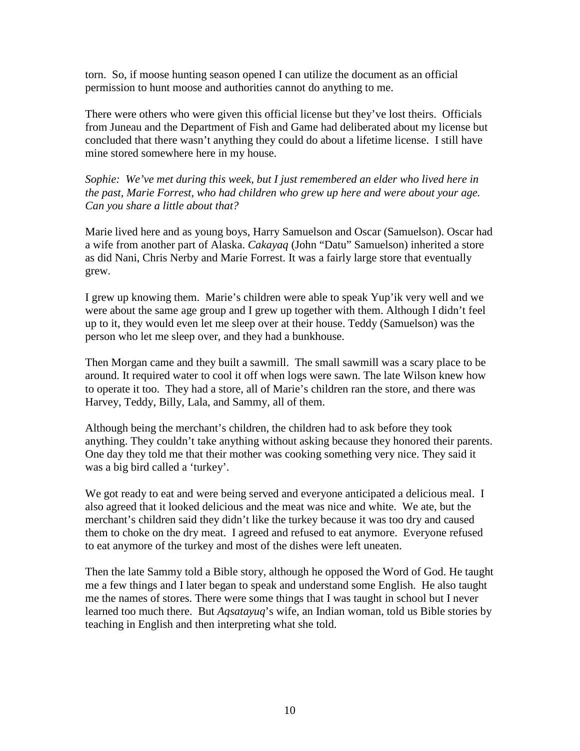torn. So, if moose hunting season opened I can utilize the document as an official permission to hunt moose and authorities cannot do anything to me.

There were others who were given this official license but they've lost theirs. Officials from Juneau and the Department of Fish and Game had deliberated about my license but concluded that there wasn't anything they could do about a lifetime license. I still have mine stored somewhere here in my house.

*Sophie: We've met during this week, but I just remembered an elder who lived here in the past, Marie Forrest, who had children who grew up here and were about your age. Can you share a little about that?*

Marie lived here and as young boys, Harry Samuelson and Oscar (Samuelson). Oscar had a wife from another part of Alaska. *Cakayaq* (John "Datu" Samuelson) inherited a store as did Nani, Chris Nerby and Marie Forrest. It was a fairly large store that eventually grew.

I grew up knowing them. Marie's children were able to speak Yup'ik very well and we were about the same age group and I grew up together with them. Although I didn't feel up to it, they would even let me sleep over at their house. Teddy (Samuelson) was the person who let me sleep over, and they had a bunkhouse.

Then Morgan came and they built a sawmill. The small sawmill was a scary place to be around. It required water to cool it off when logs were sawn. The late Wilson knew how to operate it too. They had a store, all of Marie's children ran the store, and there was Harvey, Teddy, Billy, Lala, and Sammy, all of them.

Although being the merchant's children, the children had to ask before they took anything. They couldn't take anything without asking because they honored their parents. One day they told me that their mother was cooking something very nice. They said it was a big bird called a 'turkey'.

We got ready to eat and were being served and everyone anticipated a delicious meal. I also agreed that it looked delicious and the meat was nice and white. We ate, but the merchant's children said they didn't like the turkey because it was too dry and caused them to choke on the dry meat. I agreed and refused to eat anymore. Everyone refused to eat anymore of the turkey and most of the dishes were left uneaten.

Then the late Sammy told a Bible story, although he opposed the Word of God. He taught me a few things and I later began to speak and understand some English. He also taught me the names of stores. There were some things that I was taught in school but I never learned too much there. But *Aqsatayuq*'s wife, an Indian woman, told us Bible stories by teaching in English and then interpreting what she told.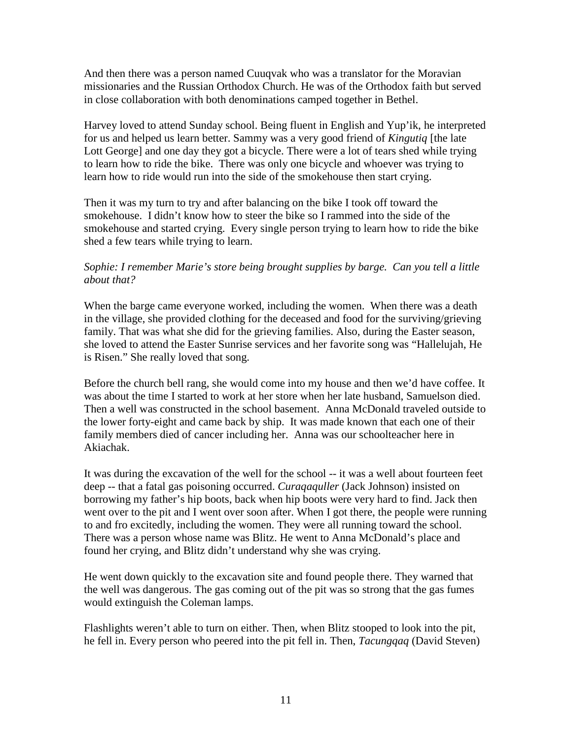And then there was a person named Cuuqvak who was a translator for the Moravian missionaries and the Russian Orthodox Church. He was of the Orthodox faith but served in close collaboration with both denominations camped together in Bethel.

Harvey loved to attend Sunday school. Being fluent in English and Yup'ik, he interpreted for us and helped us learn better. Sammy was a very good friend of *Kingutiq* [the late Lott George] and one day they got a bicycle. There were a lot of tears shed while trying to learn how to ride the bike. There was only one bicycle and whoever was trying to learn how to ride would run into the side of the smokehouse then start crying.

Then it was my turn to try and after balancing on the bike I took off toward the smokehouse. I didn't know how to steer the bike so I rammed into the side of the smokehouse and started crying. Every single person trying to learn how to ride the bike shed a few tears while trying to learn.

*Sophie: I remember Marie's store being brought supplies by barge. Can you tell a little about that?*

When the barge came everyone worked, including the women. When there was a death in the village, she provided clothing for the deceased and food for the surviving/grieving family. That was what she did for the grieving families. Also, during the Easter season, she loved to attend the Easter Sunrise services and her favorite song was "Hallelujah, He is Risen." She really loved that song.

Before the church bell rang, she would come into my house and then we'd have coffee. It was about the time I started to work at her store when her late husband, Samuelson died. Then a well was constructed in the school basement. Anna McDonald traveled outside to the lower forty-eight and came back by ship. It was made known that each one of their family members died of cancer including her. Anna was our schoolteacher here in Akiachak.

It was during the excavation of the well for the school -- it was a well about fourteen feet deep -- that a fatal gas poisoning occurred. *Curaqaquller* (Jack Johnson) insisted on borrowing my father's hip boots, back when hip boots were very hard to find. Jack then went over to the pit and I went over soon after. When I got there, the people were running to and fro excitedly, including the women. They were all running toward the school. There was a person whose name was Blitz. He went to Anna McDonald's place and found her crying, and Blitz didn't understand why she was crying.

He went down quickly to the excavation site and found people there. They warned that the well was dangerous. The gas coming out of the pit was so strong that the gas fumes would extinguish the Coleman lamps.

Flashlights weren't able to turn on either. Then, when Blitz stooped to look into the pit, he fell in. Every person who peered into the pit fell in. Then, *Tacungqaq* (David Steven)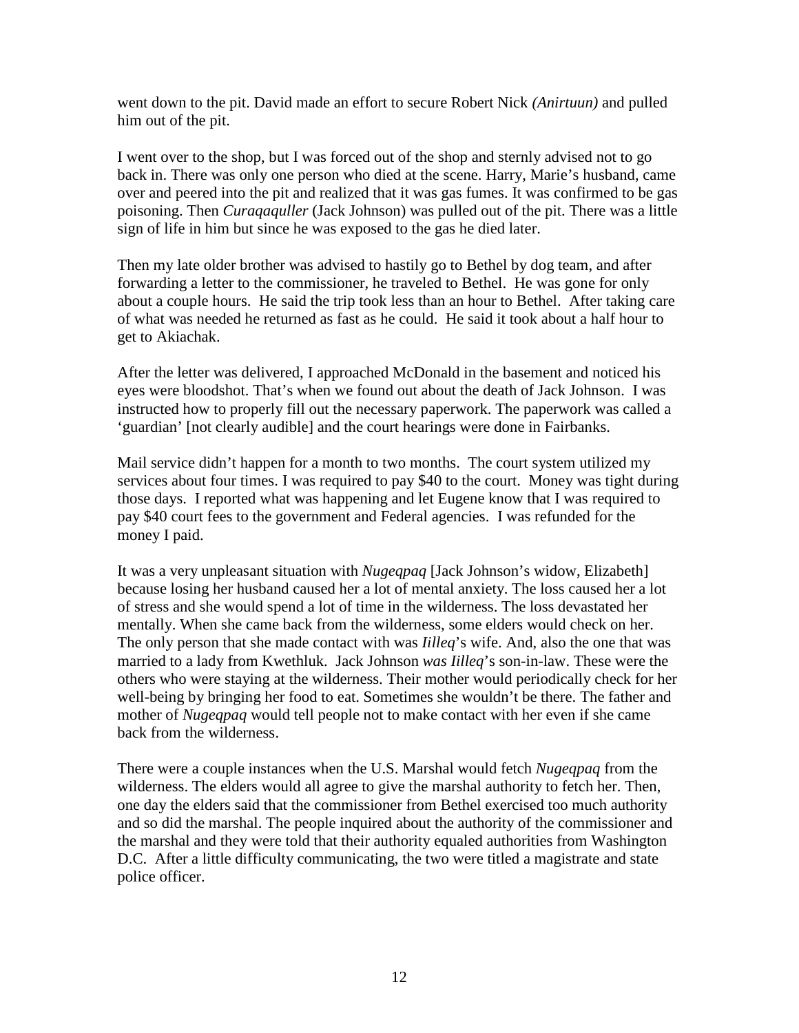went down to the pit. David made an effort to secure Robert Nick *(Anirtuun)* and pulled him out of the pit.

I went over to the shop, but I was forced out of the shop and sternly advised not to go back in. There was only one person who died at the scene. Harry, Marie's husband, came over and peered into the pit and realized that it was gas fumes. It was confirmed to be gas poisoning. Then *Curaqaquller* (Jack Johnson) was pulled out of the pit. There was a little sign of life in him but since he was exposed to the gas he died later.

Then my late older brother was advised to hastily go to Bethel by dog team, and after forwarding a letter to the commissioner, he traveled to Bethel. He was gone for only about a couple hours. He said the trip took less than an hour to Bethel. After taking care of what was needed he returned as fast as he could. He said it took about a half hour to get to Akiachak.

After the letter was delivered, I approached McDonald in the basement and noticed his eyes were bloodshot. That's when we found out about the death of Jack Johnson. I was instructed how to properly fill out the necessary paperwork. The paperwork was called a 'guardian' [not clearly audible] and the court hearings were done in Fairbanks.

Mail service didn't happen for a month to two months. The court system utilized my services about four times. I was required to pay $40 to the court. Money was tight during those days. I reported what was happening and let Eugene know that I was required to pay $40 court fees to the government and Federal agencies. I was refunded for the money I paid.

It was a very unpleasant situation with *Nugeqpaq* [Jack Johnson's widow, Elizabeth] because losing her husband caused her a lot of mental anxiety. The loss caused her a lot of stress and she would spend a lot of time in the wilderness. The loss devastated her mentally. When she came back from the wilderness, some elders would check on her. The only person that she made contact with was *Iilleq*'s wife. And, also the one that was married to a lady from Kwethluk. Jack Johnson *was Iilleq*'s son-in-law. These were the others who were staying at the wilderness. Their mother would periodically check for her well-being by bringing her food to eat. Sometimes she wouldn't be there. The father and mother of *Nugeqpaq* would tell people not to make contact with her even if she came back from the wilderness.

There were a couple instances when the U.S. Marshal would fetch *Nugeqpaq* from the wilderness. The elders would all agree to give the marshal authority to fetch her. Then, one day the elders said that the commissioner from Bethel exercised too much authority and so did the marshal. The people inquired about the authority of the commissioner and the marshal and they were told that their authority equaled authorities from Washington D.C. After a little difficulty communicating, the two were titled a magistrate and state police officer.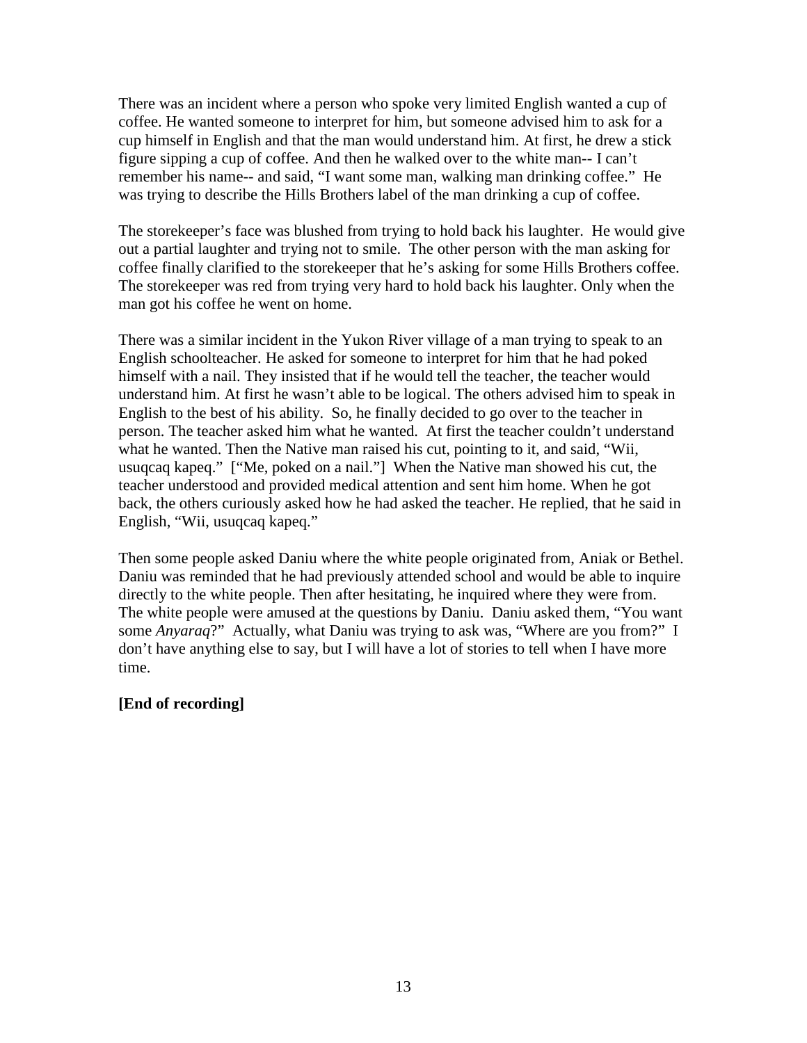There was an incident where a person who spoke very limited English wanted a cup of coffee. He wanted someone to interpret for him, but someone advised him to ask for a cup himself in English and that the man would understand him. At first, he drew a stick figure sipping a cup of coffee. And then he walked over to the white man-- I can't remember his name-- and said, "I want some man, walking man drinking coffee." He was trying to describe the Hills Brothers label of the man drinking a cup of coffee.

The storekeeper's face was blushed from trying to hold back his laughter. He would give out a partial laughter and trying not to smile. The other person with the man asking for coffee finally clarified to the storekeeper that he's asking for some Hills Brothers coffee. The storekeeper was red from trying very hard to hold back his laughter. Only when the man got his coffee he went on home.

There was a similar incident in the Yukon River village of a man trying to speak to an English schoolteacher. He asked for someone to interpret for him that he had poked himself with a nail. They insisted that if he would tell the teacher, the teacher would understand him. At first he wasn't able to be logical. The others advised him to speak in English to the best of his ability. So, he finally decided to go over to the teacher in person. The teacher asked him what he wanted. At first the teacher couldn't understand what he wanted. Then the Native man raised his cut, pointing to it, and said, "Wii, usuqcaq kapeq." ["Me, poked on a nail."] When the Native man showed his cut, the teacher understood and provided medical attention and sent him home. When he got back, the others curiously asked how he had asked the teacher. He replied, that he said in English, "Wii, usuqcaq kapeq."

Then some people asked Daniu where the white people originated from, Aniak or Bethel. Daniu was reminded that he had previously attended school and would be able to inquire directly to the white people. Then after hesitating, he inquired where they were from. The white people were amused at the questions by Daniu. Daniu asked them, "You want some *Anyaraq*?" Actually, what Daniu was trying to ask was, "Where are you from?" I don't have anything else to say, but I will have a lot of stories to tell when I have more time.

**[End of recording]**